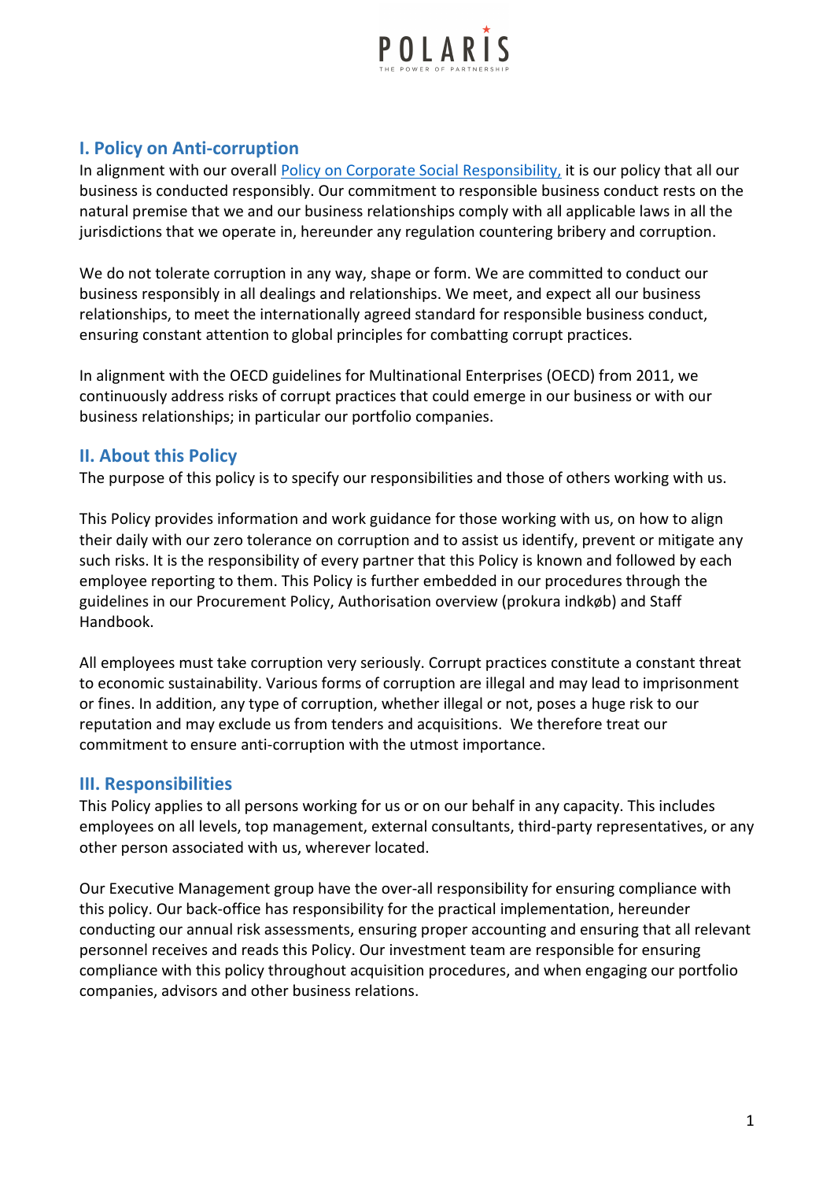## I. Policy on Anti-corruption

In alignment with our overall Policy on Corporate Social Responsibility, it is our policy that all our business is conducted responsibly. Our commitment to responsible business conduct rests on the natural premise that we and our business relationships comply with all applicable laws in all the jurisdictions that we operate in, hereunder any regulation countering bribery and corruption.

We do not tolerate corruption in any way, shape or form. We are committed to conduct our business responsibly in all dealings and relationships. We meet, and expect all our business relationships, to meet the internationally agreed standard for responsible business conduct, ensuring constant attention to global principles for combatting corrupt practices.

In alignment with the OECD guidelines for Multinational Enterprises (OECD) from 2011, we continuously address risks of corrupt practices that could emerge in our business or with our business relationships; in particular our portfolio companies.

## II. About this Policy

The purpose of this policy is to specify our responsibilities and those of others working with us.

This Policy provides information and work guidance for those working with us, on how to align their daily with our zero tolerance on corruption and to assist us identify, prevent or mitigate any such risks. It is the responsibility of every partner that this Policy is known and followed by each employee reporting to them. This Policy is further embedded in our procedures through the guidelines in our Procurement Policy, Authorisation overview (prokura indkøb) and Staff Handbook.

All employees must take corruption very seriously. Corrupt practices constitute a constant threat to economic sustainability. Various forms of corruption are illegal and may lead to imprisonment or fines. In addition, any type of corruption, whether illegal or not, poses a huge risk to our reputation and may exclude us from tenders and acquisitions. We therefore treat our commitment to ensure anti-corruption with the utmost importance.

## III. Responsibilities

This Policy applies to all persons working for us or on our behalf in any capacity. This includes employees on all levels, top management, external consultants, third-party representatives, or any other person associated with us, wherever located.

Our Executive Management group have the over-all responsibility for ensuring compliance with this policy. Our back-office has responsibility for the practical implementation, hereunder conducting our annual risk assessments, ensuring proper accounting and ensuring that all relevant personnel receives and reads this Policy. Our investment team are responsible for ensuring compliance with this policy throughout acquisition procedures, and when engaging our portfolio companies, advisors and other business relations.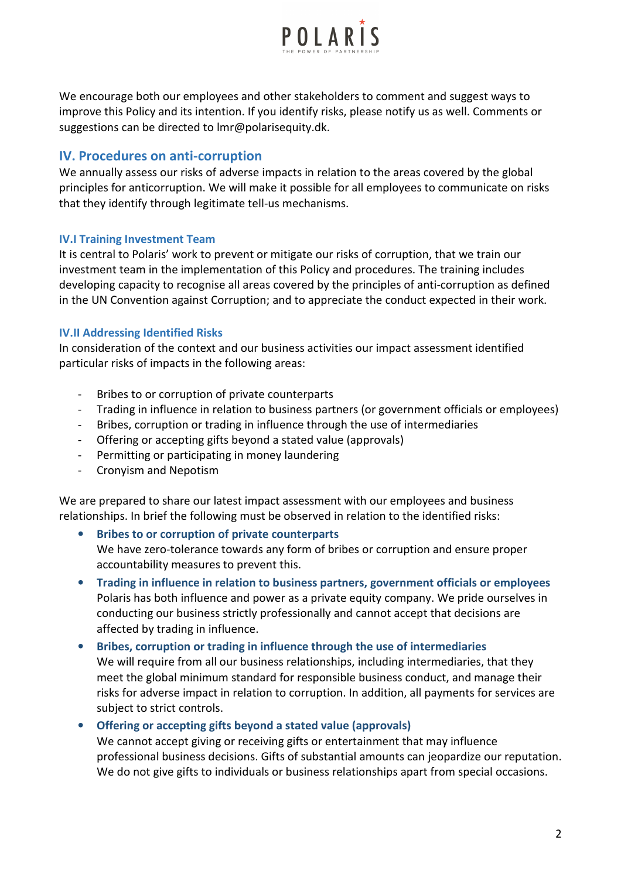We encourage both our employees and other stakeholders to comment and suggest ways to improve this Policy and its intention. If you identify risks, please notify us as well. Comments or suggestions can be directed to lmr@polarisequity.dk.

## IV. Procedures on anti-corruption

We annually assess our risks of adverse impacts in relation to the areas covered by the global principles for anticorruption. We will make it possible for all employees to communicate on risks that they identify through legitimate tell-us mechanisms.

### IV.I Training Investment Team

It is central to Polaris' work to prevent or mitigate our risks of corruption, that we train our investment team in the implementation of this Policy and procedures. The training includes developing capacity to recognise all areas covered by the principles of anti-corruption as defined in the UN Convention against Corruption; and to appreciate the conduct expected in their work.

### IV.II Addressing Identified Risks

In consideration of the context and our business activities our impact assessment identified particular risks of impacts in the following areas:

- Bribes to or corruption of private counterparts
- Trading in influence in relation to business partners (or government officials or employees)
- Bribes, corruption or trading in influence through the use of intermediaries
- Offering or accepting gifts beyond a stated value (approvals)
- Permitting or participating in money laundering
- Cronyism and Nepotism

We are prepared to share our latest impact assessment with our employees and business relationships. In brief the following must be observed in relation to the identified risks:

- **Bribes to or corruption of private counterparts**
  We have zero-tolerance towards any form of bribes or corruption and ensure proper accountability measures to prevent this.
- **Trading in influence in relation to business partners, government officials or employees**
  Polaris has both influence and power as a private equity company. We pride ourselves in conducting our business strictly professionally and cannot accept that decisions are affected by trading in influence.
- **Bribes, corruption or trading in influence through the use of intermediaries**
  We will require from all our business relationships, including intermediaries, that they meet the global minimum standard for responsible business conduct, and manage their risks for adverse impact in relation to corruption. In addition, all payments for services are subject to strict controls.
- **Offering or accepting gifts beyond a stated value (approvals)**
  We cannot accept giving or receiving gifts or entertainment that may influence professional business decisions. Gifts of substantial amounts can jeopardize our reputation. We do not give gifts to individuals or business relationships apart from special occasions.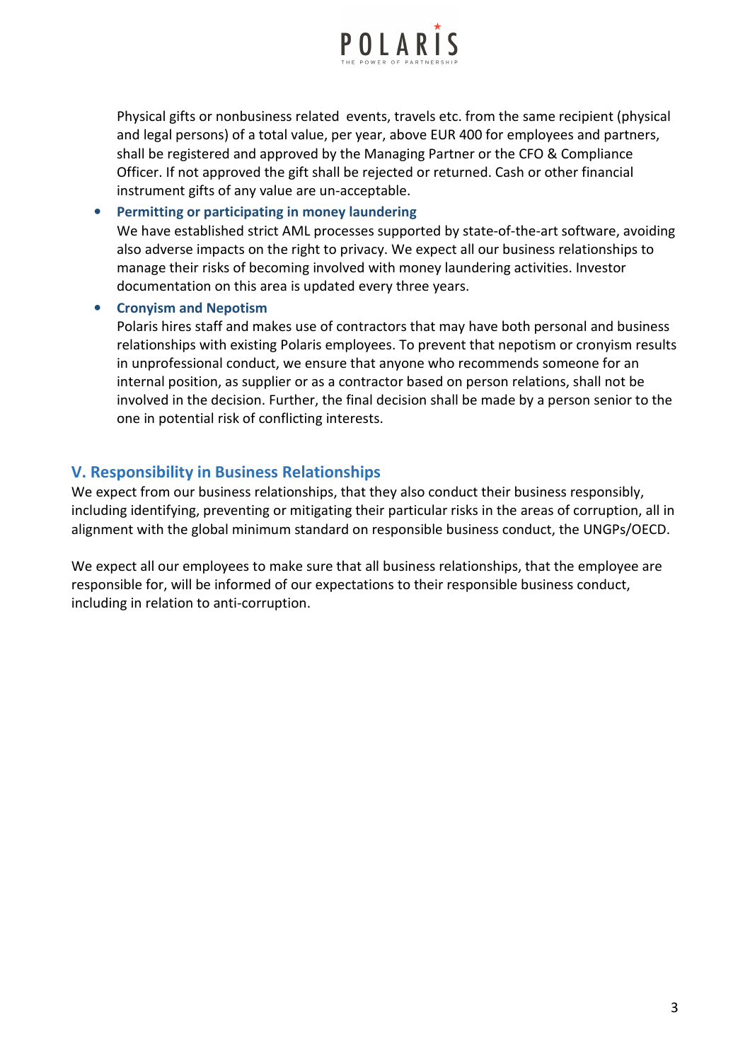Physical gifts or nonbusiness related events, travels etc. from the same recipient (physical and legal persons) of a total value, per year, above EUR 400 for employees and partners, shall be registered and approved by the Managing Partner or the CFO & Compliance Officer. If not approved the gift shall be rejected or returned. Cash or other financial instrument gifts of any value are un-acceptable.

- **Permitting or participating in money laundering**
  We have established strict AML processes supported by state-of-the-art software, avoiding also adverse impacts on the right to privacy. We expect all our business relationships to manage their risks of becoming involved with money laundering activities. Investor documentation on this area is updated every three years.
- **Cronyism and Nepotism**
  Polaris hires staff and makes use of contractors that may have both personal and business relationships with existing Polaris employees. To prevent that nepotism or cronyism results in unprofessional conduct, we ensure that anyone who recommends someone for an internal position, as supplier or as a contractor based on person relations, shall not be involved in the decision. Further, the final decision shall be made by a person senior to the one in potential risk of conflicting interests.

## V. Responsibility in Business Relationships

We expect from our business relationships, that they also conduct their business responsibly, including identifying, preventing or mitigating their particular risks in the areas of corruption, all in alignment with the global minimum standard on responsible business conduct, the UNGPs/OECD.

We expect all our employees to make sure that all business relationships, that the employee are responsible for, will be informed of our expectations to their responsible business conduct, including in relation to anti-corruption.